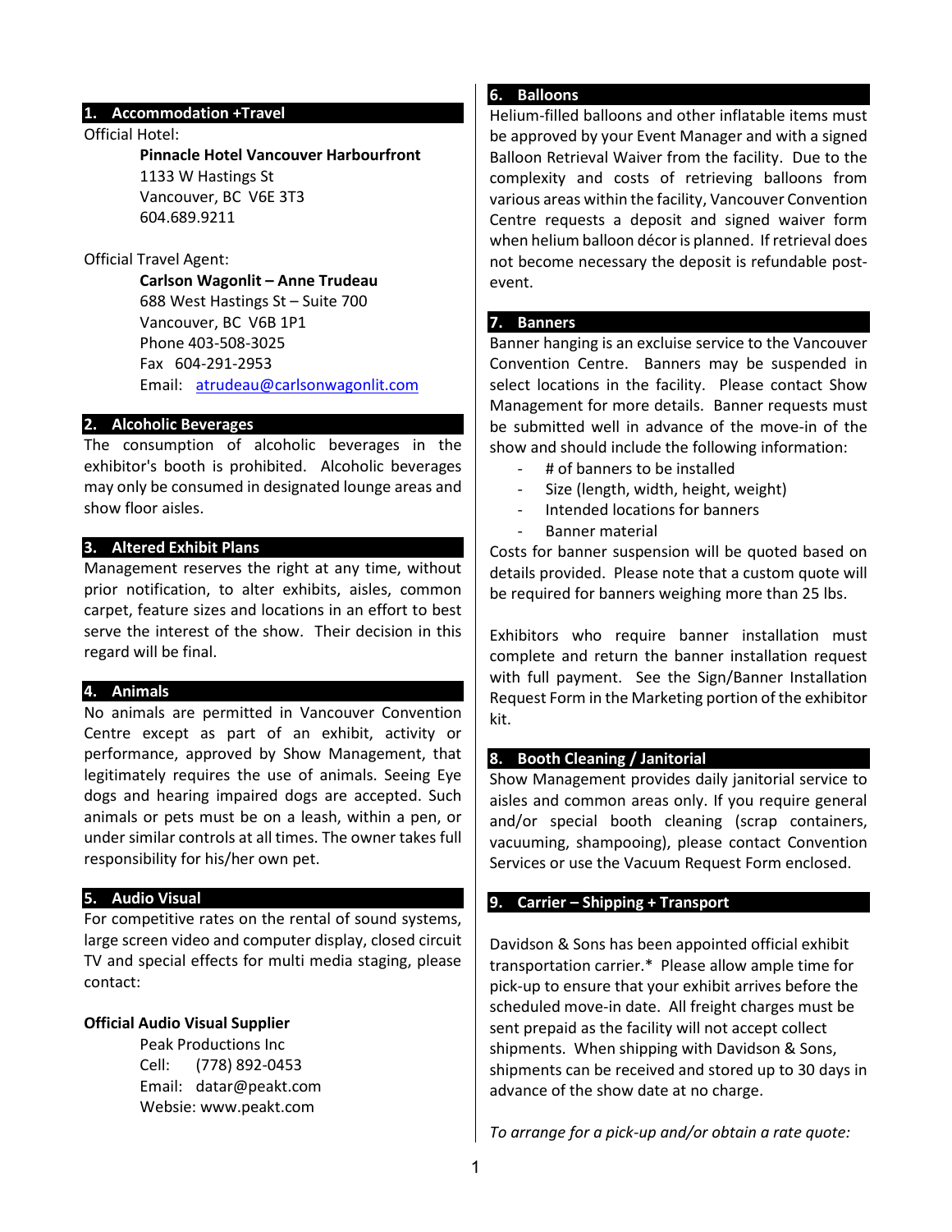## 1. Accommodation +Travel

Official Hotel:

**Pinnacle Hotel Vancouver Harbourfront**
1133 W Hastings St
Vancouver, BC V6E 3T3
604.689.9211

Official Travel Agent:

**Carlson Wagonlit – Anne Trudeau**
688 West Hastings St – Suite 700
Vancouver, BC V6B 1P1
Phone 403-508-3025
Fax 604-291-2953
Email: atrudeau@carlsonwagonlit.com

## 2. Alcoholic Beverages

The consumption of alcoholic beverages in the exhibitor's booth is prohibited. Alcoholic beverages may only be consumed in designated lounge areas and show floor aisles.

## 3. Altered Exhibit Plans

Management reserves the right at any time, without prior notification, to alter exhibits, aisles, common carpet, feature sizes and locations in an effort to best serve the interest of the show. Their decision in this regard will be final.

## 4. Animals

No animals are permitted in Vancouver Convention Centre except as part of an exhibit, activity or performance, approved by Show Management, that legitimately requires the use of animals. Seeing Eye dogs and hearing impaired dogs are accepted. Such animals or pets must be on a leash, within a pen, or under similar controls at all times. The owner takes full responsibility for his/her own pet.

## 5. Audio Visual

For competitive rates on the rental of sound systems, large screen video and computer display, closed circuit TV and special effects for multi media staging, please contact:

**Official Audio Visual Supplier**

Peak Productions Inc
Cell: (778) 892-0453
Email: datar@peakt.com
Websie: www.peakt.com

## 6. Balloons

Helium-filled balloons and other inflatable items must be approved by your Event Manager and with a signed Balloon Retrieval Waiver from the facility. Due to the complexity and costs of retrieving balloons from various areas within the facility, Vancouver Convention Centre requests a deposit and signed waiver form when helium balloon décor is planned. If retrieval does not become necessary the deposit is refundable post-event.

## 7. Banners

Banner hanging is an excluise service to the Vancouver Convention Centre. Banners may be suspended in select locations in the facility. Please contact Show Management for more details. Banner requests must be submitted well in advance of the move-in of the show and should include the following information:

- # of banners to be installed
- Size (length, width, height, weight)
- Intended locations for banners
- Banner material

Costs for banner suspension will be quoted based on details provided. Please note that a custom quote will be required for banners weighing more than 25 lbs.

Exhibitors who require banner installation must complete and return the banner installation request with full payment. See the Sign/Banner Installation Request Form in the Marketing portion of the exhibitor kit.

## 8. Booth Cleaning / Janitorial

Show Management provides daily janitorial service to aisles and common areas only. If you require general and/or special booth cleaning (scrap containers, vacuuming, shampooing), please contact Convention Services or use the Vacuum Request Form enclosed.

## 9. Carrier – Shipping + Transport

Davidson & Sons has been appointed official exhibit transportation carrier.* Please allow ample time for pick-up to ensure that your exhibit arrives before the scheduled move-in date. All freight charges must be sent prepaid as the facility will not accept collect shipments. When shipping with Davidson & Sons, shipments can be received and stored up to 30 days in advance of the show date at no charge.

*To arrange for a pick-up and/or obtain a rate quote:*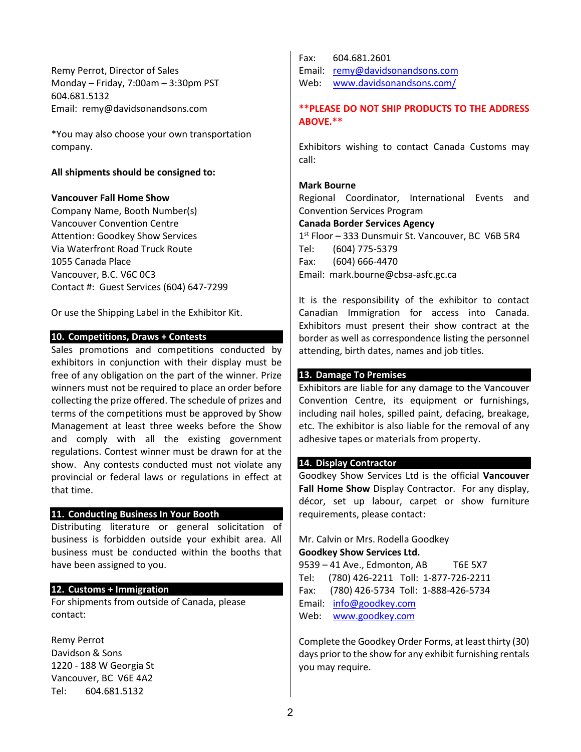Remy Perrot, Director of Sales
Monday – Friday, 7:00am – 3:30pm PST
604.681.5132
Email: remy@davidsonandsons.com

*You may also choose your own transportation company.

**All shipments should be consigned to:**

**Vancouver Fall Home Show**
Company Name, Booth Number(s)
Vancouver Convention Centre
Attention: Goodkey Show Services
Via Waterfront Road Truck Route
1055 Canada Place
Vancouver, B.C. V6C 0C3
Contact #: Guest Services (604) 647-7299

Or use the Shipping Label in the Exhibitor Kit.

## 10. Competitions, Draws + Contests

Sales promotions and competitions conducted by exhibitors in conjunction with their display must be free of any obligation on the part of the winner. Prize winners must not be required to place an order before collecting the prize offered. The schedule of prizes and terms of the competitions must be approved by Show Management at least three weeks before the Show and comply with all the existing government regulations. Contest winner must be drawn for at the show. Any contests conducted must not violate any provincial or federal laws or regulations in effect at that time.

## 11. Conducting Business In Your Booth

Distributing literature or general solicitation of business is forbidden outside your exhibit area. All business must be conducted within the booths that have been assigned to you.

## 12. Customs + Immigration

For shipments from outside of Canada, please contact:

Remy Perrot
Davidson & Sons
1220 - 188 W Georgia St
Vancouver, BC V6E 4A2
Tel: 604.681.5132
Fax: 604.681.2601
Email: remy@davidsonandsons.com
Web: www.davidsonandsons.com/

****PLEASE DO NOT SHIP PRODUCTS TO THE ADDRESS ABOVE.****

Exhibitors wishing to contact Canada Customs may call:

**Mark Bourne**
Regional Coordinator, International Events and Convention Services Program
**Canada Border Services Agency**
1st Floor – 333 Dunsmuir St. Vancouver, BC V6B 5R4
Tel: (604) 775-5379
Fax: (604) 666-4470
Email: mark.bourne@cbsa-asfc.gc.ca

It is the responsibility of the exhibitor to contact Canadian Immigration for access into Canada. Exhibitors must present their show contract at the border as well as correspondence listing the personnel attending, birth dates, names and job titles.

## 13. Damage To Premises

Exhibitors are liable for any damage to the Vancouver Convention Centre, its equipment or furnishings, including nail holes, spilled paint, defacing, breakage, etc. The exhibitor is also liable for the removal of any adhesive tapes or materials from property.

## 14. Display Contractor

Goodkey Show Services Ltd is the official **Vancouver Fall Home Show** Display Contractor. For any display, décor, set up labour, carpet or show furniture requirements, please contact:

Mr. Calvin or Mrs. Rodella Goodkey
**Goodkey Show Services Ltd.**
9539 – 41 Ave., Edmonton, AB T6E 5X7
Tel: (780) 426-2211 Toll: 1-877-726-2211
Fax: (780) 426-5734 Toll: 1-888-426-5734
Email: info@goodkey.com
Web: www.goodkey.com

Complete the Goodkey Order Forms, at least thirty (30) days prior to the show for any exhibit furnishing rentals you may require.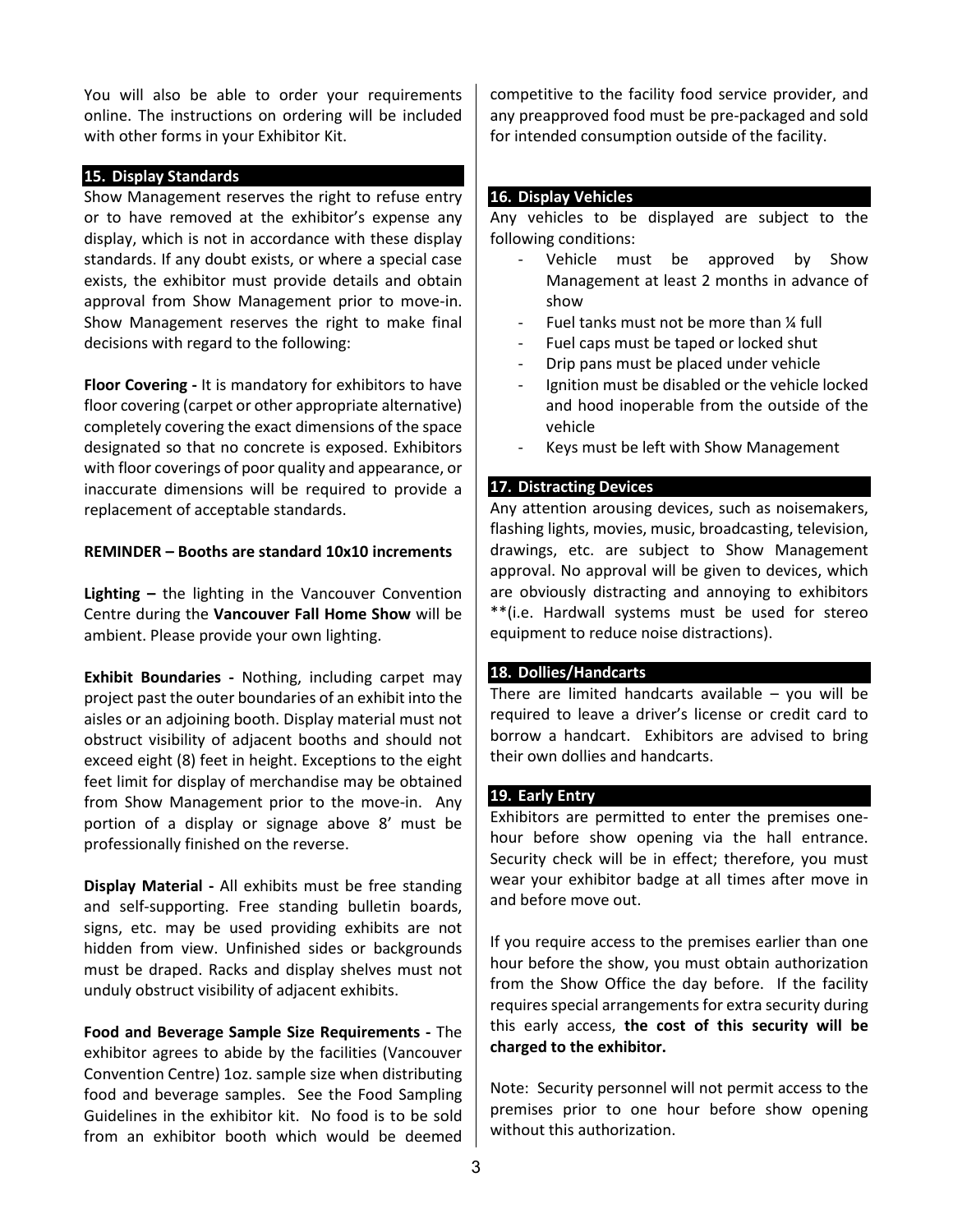You will also be able to order your requirements online. The instructions on ordering will be included with other forms in your Exhibitor Kit.

## 15. Display Standards

Show Management reserves the right to refuse entry or to have removed at the exhibitor's expense any display, which is not in accordance with these display standards. If any doubt exists, or where a special case exists, the exhibitor must provide details and obtain approval from Show Management prior to move-in. Show Management reserves the right to make final decisions with regard to the following:

**Floor Covering -** It is mandatory for exhibitors to have floor covering (carpet or other appropriate alternative) completely covering the exact dimensions of the space designated so that no concrete is exposed. Exhibitors with floor coverings of poor quality and appearance, or inaccurate dimensions will be required to provide a replacement of acceptable standards.

**REMINDER – Booths are standard 10x10 increments**

**Lighting –** the lighting in the Vancouver Convention Centre during the **Vancouver Fall Home Show** will be ambient. Please provide your own lighting.

**Exhibit Boundaries -** Nothing, including carpet may project past the outer boundaries of an exhibit into the aisles or an adjoining booth. Display material must not obstruct visibility of adjacent booths and should not exceed eight (8) feet in height. Exceptions to the eight feet limit for display of merchandise may be obtained from Show Management prior to the move-in. Any portion of a display or signage above 8' must be professionally finished on the reverse.

**Display Material -** All exhibits must be free standing and self-supporting. Free standing bulletin boards, signs, etc. may be used providing exhibits are not hidden from view. Unfinished sides or backgrounds must be draped. Racks and display shelves must not unduly obstruct visibility of adjacent exhibits.

**Food and Beverage Sample Size Requirements -** The exhibitor agrees to abide by the facilities (Vancouver Convention Centre) 1oz. sample size when distributing food and beverage samples. See the Food Sampling Guidelines in the exhibitor kit. No food is to be sold from an exhibitor booth which would be deemed competitive to the facility food service provider, and any preapproved food must be pre-packaged and sold for intended consumption outside of the facility.

## 16. Display Vehicles

Any vehicles to be displayed are subject to the following conditions:

- Vehicle must be approved by Show Management at least 2 months in advance of show
- Fuel tanks must not be more than ¼ full
- Fuel caps must be taped or locked shut
- Drip pans must be placed under vehicle
- Ignition must be disabled or the vehicle locked and hood inoperable from the outside of the vehicle
- Keys must be left with Show Management

## 17. Distracting Devices

Any attention arousing devices, such as noisemakers, flashing lights, movies, music, broadcasting, television, drawings, etc. are subject to Show Management approval. No approval will be given to devices, which are obviously distracting and annoying to exhibitors **(i.e. Hardwall systems must be used for stereo equipment to reduce noise distractions).

## 18. Dollies/Handcarts

There are limited handcarts available – you will be required to leave a driver's license or credit card to borrow a handcart. Exhibitors are advised to bring their own dollies and handcarts.

## 19. Early Entry

Exhibitors are permitted to enter the premises one-hour before show opening via the hall entrance. Security check will be in effect; therefore, you must wear your exhibitor badge at all times after move in and before move out.

If you require access to the premises earlier than one hour before the show, you must obtain authorization from the Show Office the day before. If the facility requires special arrangements for extra security during this early access, **the cost of this security will be charged to the exhibitor.**

Note: Security personnel will not permit access to the premises prior to one hour before show opening without this authorization.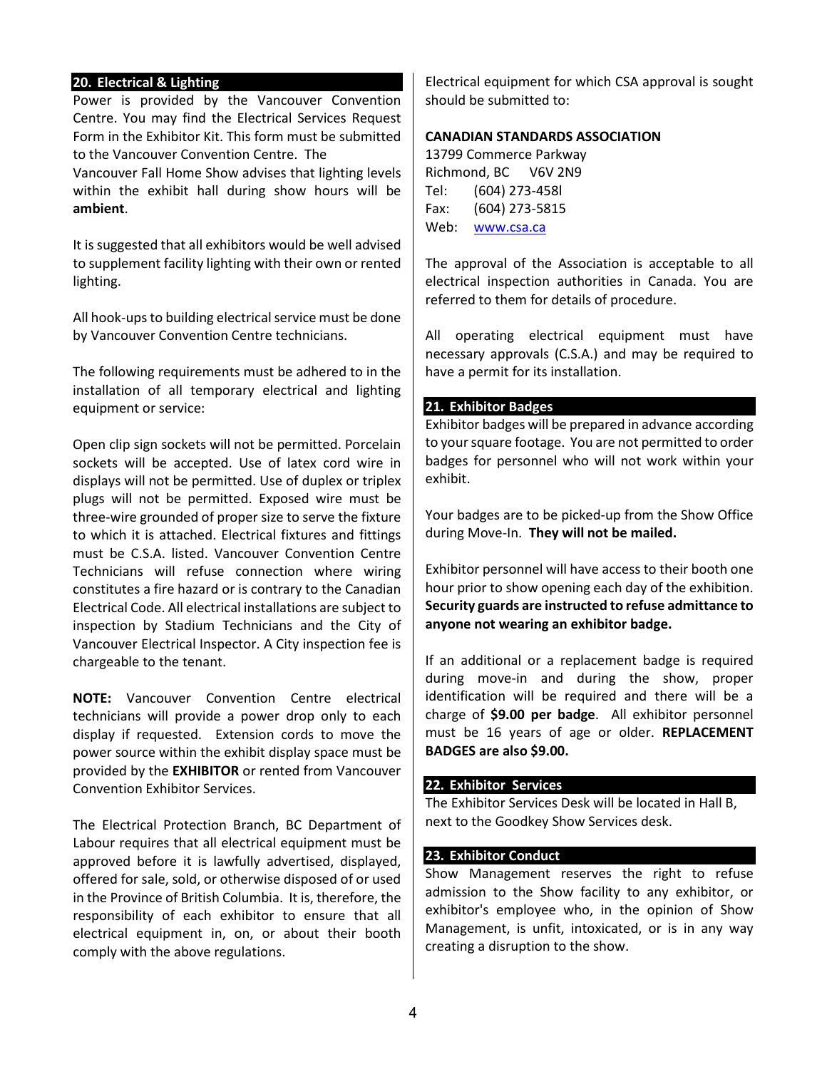## 20. Electrical & Lighting

Power is provided by the Vancouver Convention Centre. You may find the Electrical Services Request Form in the Exhibitor Kit. This form must be submitted to the Vancouver Convention Centre. The Vancouver Fall Home Show advises that lighting levels within the exhibit hall during show hours will be **ambient**.

It is suggested that all exhibitors would be well advised to supplement facility lighting with their own or rented lighting.

All hook-ups to building electrical service must be done by Vancouver Convention Centre technicians.

The following requirements must be adhered to in the installation of all temporary electrical and lighting equipment or service:

Open clip sign sockets will not be permitted. Porcelain sockets will be accepted. Use of latex cord wire in displays will not be permitted. Use of duplex or triplex plugs will not be permitted. Exposed wire must be three-wire grounded of proper size to serve the fixture to which it is attached. Electrical fixtures and fittings must be C.S.A. listed. Vancouver Convention Centre Technicians will refuse connection where wiring constitutes a fire hazard or is contrary to the Canadian Electrical Code. All electrical installations are subject to inspection by Stadium Technicians and the City of Vancouver Electrical Inspector. A City inspection fee is chargeable to the tenant.

**NOTE:** Vancouver Convention Centre electrical technicians will provide a power drop only to each display if requested. Extension cords to move the power source within the exhibit display space must be provided by the **EXHIBITOR** or rented from Vancouver Convention Exhibitor Services.

The Electrical Protection Branch, BC Department of Labour requires that all electrical equipment must be approved before it is lawfully advertised, displayed, offered for sale, sold, or otherwise disposed of or used in the Province of British Columbia. It is, therefore, the responsibility of each exhibitor to ensure that all electrical equipment in, on, or about their booth comply with the above regulations.

Electrical equipment for which CSA approval is sought should be submitted to:

**CANADIAN STANDARDS ASSOCIATION**
13799 Commerce Parkway
Richmond, BC V6V 2N9
Tel: (604) 273-458l
Fax: (604) 273-5815
Web: www.csa.ca

The approval of the Association is acceptable to all electrical inspection authorities in Canada. You are referred to them for details of procedure.

All operating electrical equipment must have necessary approvals (C.S.A.) and may be required to have a permit for its installation.

## 21. Exhibitor Badges

Exhibitor badges will be prepared in advance according to your square footage. You are not permitted to order badges for personnel who will not work within your exhibit.

Your badges are to be picked-up from the Show Office during Move-In. **They will not be mailed.**

Exhibitor personnel will have access to their booth one hour prior to show opening each day of the exhibition. **Security guards are instructed to refuse admittance to anyone not wearing an exhibitor badge.**

If an additional or a replacement badge is required during move-in and during the show, proper identification will be required and there will be a charge of **$9.00 per badge**. All exhibitor personnel must be 16 years of age or older. **REPLACEMENT BADGES are also $9.00.**

## 22. Exhibitor Services

The Exhibitor Services Desk will be located in Hall B, next to the Goodkey Show Services desk.

## 23. Exhibitor Conduct

Show Management reserves the right to refuse admission to the Show facility to any exhibitor, or exhibitor's employee who, in the opinion of Show Management, is unfit, intoxicated, or is in any way creating a disruption to the show.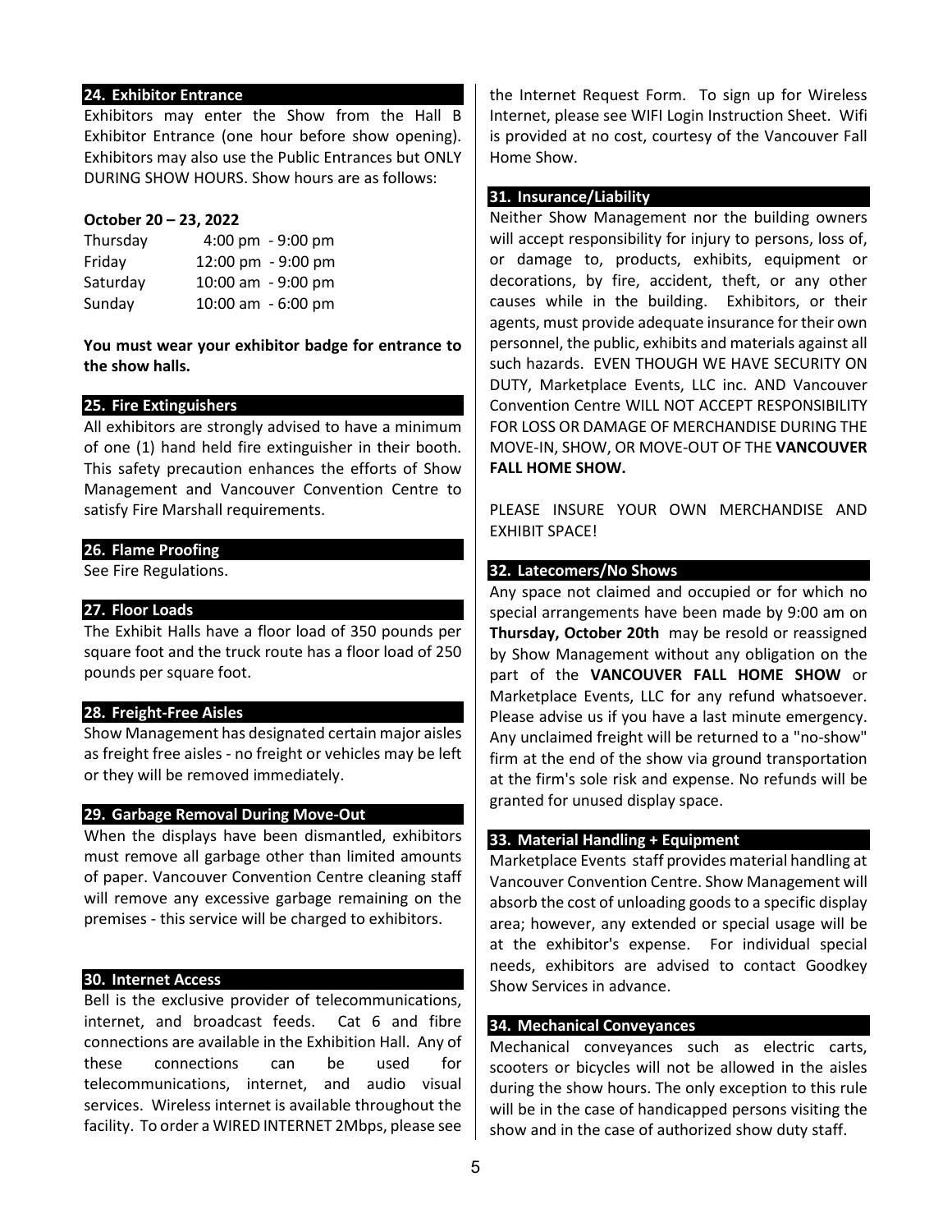## 24. Exhibitor Entrance

Exhibitors may enter the Show from the Hall B Exhibitor Entrance (one hour before show opening). Exhibitors may also use the Public Entrances but ONLY DURING SHOW HOURS. Show hours are as follows:

**October 20 – 23, 2022**

| | |
|---|---|
| Thursday | 4:00 pm - 9:00 pm |
| Friday | 12:00 pm - 9:00 pm |
| Saturday | 10:00 am - 9:00 pm |
| Sunday | 10:00 am - 6:00 pm |

**You must wear your exhibitor badge for entrance to the show halls.**

## 25. Fire Extinguishers

All exhibitors are strongly advised to have a minimum of one (1) hand held fire extinguisher in their booth. This safety precaution enhances the efforts of Show Management and Vancouver Convention Centre to satisfy Fire Marshall requirements.

## 26. Flame Proofing

See Fire Regulations.

## 27. Floor Loads

The Exhibit Halls have a floor load of 350 pounds per square foot and the truck route has a floor load of 250 pounds per square foot.

## 28. Freight-Free Aisles

Show Management has designated certain major aisles as freight free aisles - no freight or vehicles may be left or they will be removed immediately.

## 29. Garbage Removal During Move-Out

When the displays have been dismantled, exhibitors must remove all garbage other than limited amounts of paper. Vancouver Convention Centre cleaning staff will remove any excessive garbage remaining on the premises - this service will be charged to exhibitors.

## 30. Internet Access

Bell is the exclusive provider of telecommunications, internet, and broadcast feeds. Cat 6 and fibre connections are available in the Exhibition Hall. Any of these connections can be used for telecommunications, internet, and audio visual services. Wireless internet is available throughout the facility. To order a WIRED INTERNET 2Mbps, please see the Internet Request Form. To sign up for Wireless Internet, please see WIFI Login Instruction Sheet. Wifi is provided at no cost, courtesy of the Vancouver Fall Home Show.

## 31. Insurance/Liability

Neither Show Management nor the building owners will accept responsibility for injury to persons, loss of, or damage to, products, exhibits, equipment or decorations, by fire, accident, theft, or any other causes while in the building. Exhibitors, or their agents, must provide adequate insurance for their own personnel, the public, exhibits and materials against all such hazards. EVEN THOUGH WE HAVE SECURITY ON DUTY, Marketplace Events, LLC inc. AND Vancouver Convention Centre WILL NOT ACCEPT RESPONSIBILITY FOR LOSS OR DAMAGE OF MERCHANDISE DURING THE MOVE-IN, SHOW, OR MOVE-OUT OF THE **VANCOUVER FALL HOME SHOW.**

PLEASE INSURE YOUR OWN MERCHANDISE AND EXHIBIT SPACE!

## 32. Latecomers/No Shows

Any space not claimed and occupied or for which no special arrangements have been made by 9:00 am on **Thursday, October 20th** may be resold or reassigned by Show Management without any obligation on the part of the **VANCOUVER FALL HOME SHOW** or Marketplace Events, LLC for any refund whatsoever. Please advise us if you have a last minute emergency. Any unclaimed freight will be returned to a "no-show" firm at the end of the show via ground transportation at the firm's sole risk and expense. No refunds will be granted for unused display space.

## 33. Material Handling + Equipment

Marketplace Events staff provides material handling at Vancouver Convention Centre. Show Management will absorb the cost of unloading goods to a specific display area; however, any extended or special usage will be at the exhibitor's expense. For individual special needs, exhibitors are advised to contact Goodkey Show Services in advance.

## 34. Mechanical Conveyances

Mechanical conveyances such as electric carts, scooters or bicycles will not be allowed in the aisles during the show hours. The only exception to this rule will be in the case of handicapped persons visiting the show and in the case of authorized show duty staff.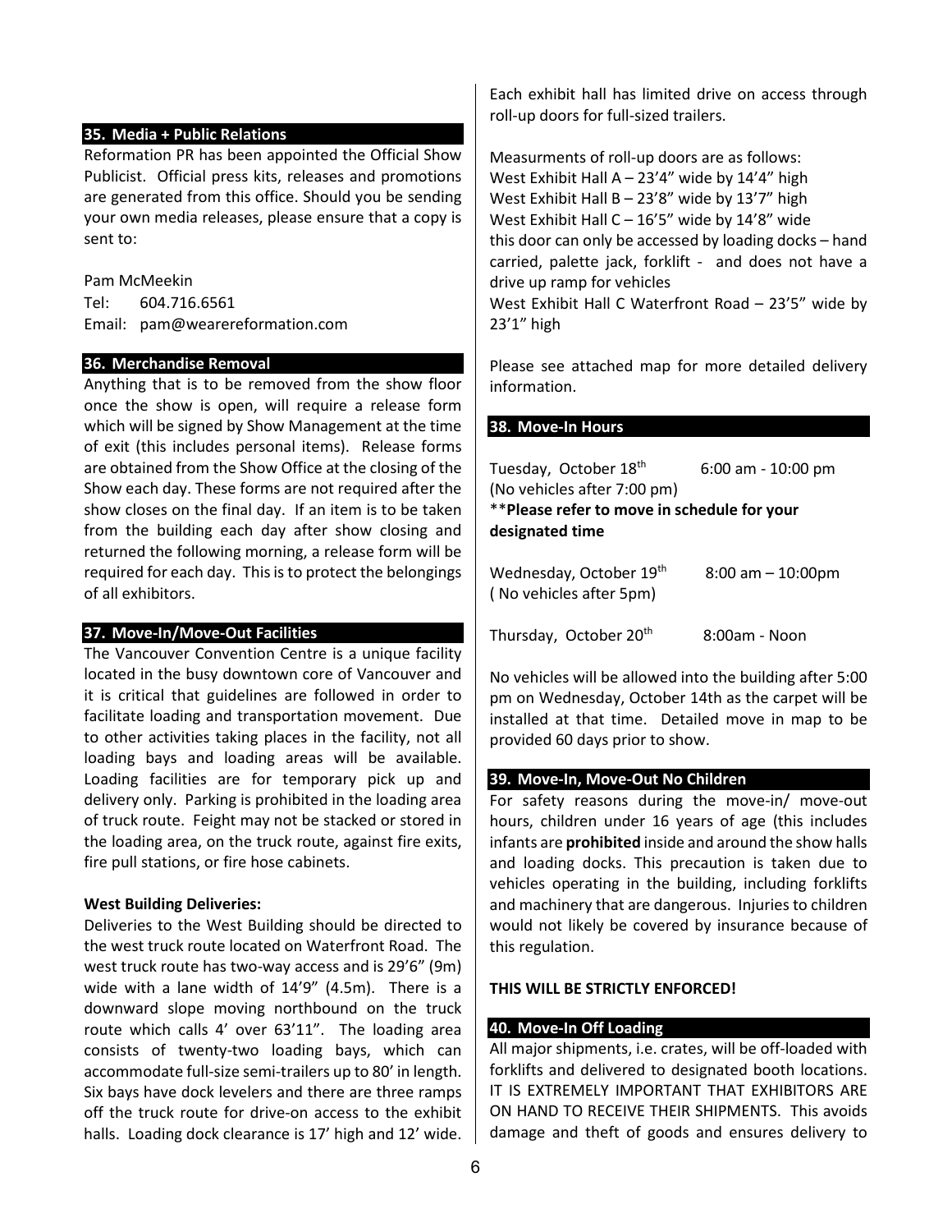## 35. Media + Public Relations

Reformation PR has been appointed the Official Show Publicist. Official press kits, releases and promotions are generated from this office. Should you be sending your own media releases, please ensure that a copy is sent to:

Pam McMeekin
Tel: 604.716.6561
Email: pam@wearereformation.com

## 36. Merchandise Removal

Anything that is to be removed from the show floor once the show is open, will require a release form which will be signed by Show Management at the time of exit (this includes personal items). Release forms are obtained from the Show Office at the closing of the Show each day. These forms are not required after the show closes on the final day. If an item is to be taken from the building each day after show closing and returned the following morning, a release form will be required for each day. This is to protect the belongings of all exhibitors.

## 37. Move-In/Move-Out Facilities

The Vancouver Convention Centre is a unique facility located in the busy downtown core of Vancouver and it is critical that guidelines are followed in order to facilitate loading and transportation movement. Due to other activities taking places in the facility, not all loading bays and loading areas will be available. Loading facilities are for temporary pick up and delivery only. Parking is prohibited in the loading area of truck route. Feight may not be stacked or stored in the loading area, on the truck route, against fire exits, fire pull stations, or fire hose cabinets.

**West Building Deliveries:**

Deliveries to the West Building should be directed to the west truck route located on Waterfront Road. The west truck route has two-way access and is 29'6" (9m) wide with a lane width of 14'9" (4.5m). There is a downward slope moving northbound on the truck route which calls 4' over 63'11". The loading area consists of twenty-two loading bays, which can accommodate full-size semi-trailers up to 80' in length. Six bays have dock levelers and there are three ramps off the truck route for drive-on access to the exhibit halls. Loading dock clearance is 17' high and 12' wide. Each exhibit hall has limited drive on access through roll-up doors for full-sized trailers.

Measurments of roll-up doors are as follows:
West Exhibit Hall A – 23'4" wide by 14'4" high
West Exhibit Hall B – 23'8" wide by 13'7" high
West Exhibit Hall C – 16'5" wide by 14'8" wide
this door can only be accessed by loading docks – hand carried, palette jack, forklift - and does not have a drive up ramp for vehicles
West Exhibit Hall C Waterfront Road – 23'5" wide by 23'1" high

Please see attached map for more detailed delivery information.

## 38. Move-In Hours

Tuesday, October 18th 6:00 am - 10:00 pm
(No vehicles after 7:00 pm)
****Please refer to move in schedule for your designated time**

Wednesday, October 19th 8:00 am – 10:00pm
( No vehicles after 5pm)

Thursday, October 20th 8:00am - Noon

No vehicles will be allowed into the building after 5:00 pm on Wednesday, October 14th as the carpet will be installed at that time. Detailed move in map to be provided 60 days prior to show.

## 39. Move-In, Move-Out No Children

For safety reasons during the move-in/ move-out hours, children under 16 years of age (this includes infants are **prohibited** inside and around the show halls and loading docks. This precaution is taken due to vehicles operating in the building, including forklifts and machinery that are dangerous. Injuries to children would not likely be covered by insurance because of this regulation.

**THIS WILL BE STRICTLY ENFORCED!**

## 40. Move-In Off Loading

All major shipments, i.e. crates, will be off-loaded with forklifts and delivered to designated booth locations. IT IS EXTREMELY IMPORTANT THAT EXHIBITORS ARE ON HAND TO RECEIVE THEIR SHIPMENTS. This avoids damage and theft of goods and ensures delivery to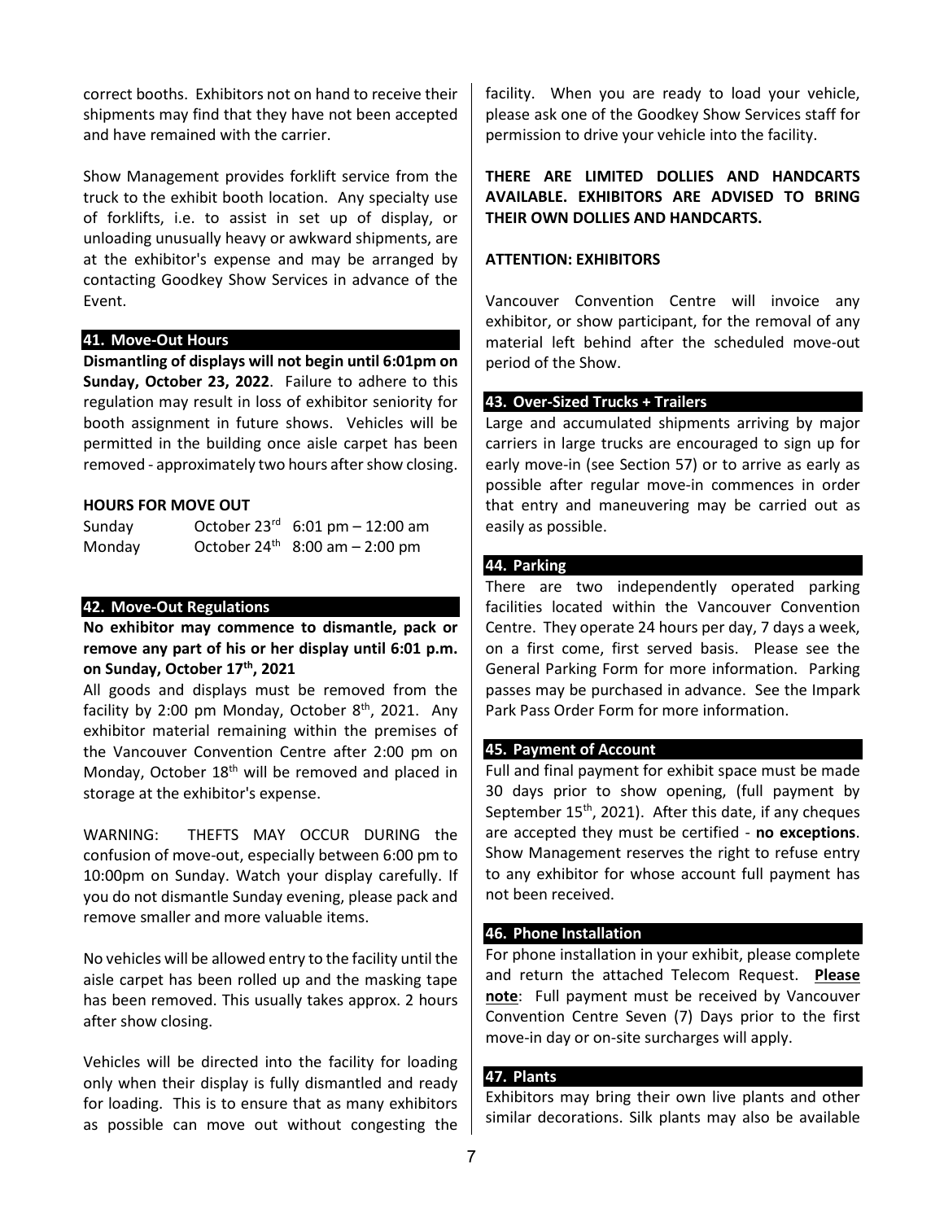correct booths. Exhibitors not on hand to receive their shipments may find that they have not been accepted and have remained with the carrier.

Show Management provides forklift service from the truck to the exhibit booth location. Any specialty use of forklifts, i.e. to assist in set up of display, or unloading unusually heavy or awkward shipments, are at the exhibitor's expense and may be arranged by contacting Goodkey Show Services in advance of the Event.

## 41. Move-Out Hours

**Dismantling of displays will not begin until 6:01pm on Sunday, October 23, 2022**. Failure to adhere to this regulation may result in loss of exhibitor seniority for booth assignment in future shows. Vehicles will be permitted in the building once aisle carpet has been removed - approximately two hours after show closing.

**HOURS FOR MOVE OUT**

| | | |
|---|---|---|
| Sunday | October 23rd | 6:01 pm – 12:00 am |
| Monday | October 24th | 8:00 am – 2:00 pm |

## 42. Move-Out Regulations

**No exhibitor may commence to dismantle, pack or remove any part of his or her display until 6:01 p.m. on Sunday, October 17th, 2021**

All goods and displays must be removed from the facility by 2:00 pm Monday, October 8th, 2021. Any exhibitor material remaining within the premises of the Vancouver Convention Centre after 2:00 pm on Monday, October 18th will be removed and placed in storage at the exhibitor's expense.

WARNING: THEFTS MAY OCCUR DURING the confusion of move-out, especially between 6:00 pm to 10:00pm on Sunday. Watch your display carefully. If you do not dismantle Sunday evening, please pack and remove smaller and more valuable items.

No vehicles will be allowed entry to the facility until the aisle carpet has been rolled up and the masking tape has been removed. This usually takes approx. 2 hours after show closing.

Vehicles will be directed into the facility for loading only when their display is fully dismantled and ready for loading. This is to ensure that as many exhibitors as possible can move out without congesting the facility. When you are ready to load your vehicle, please ask one of the Goodkey Show Services staff for permission to drive your vehicle into the facility.

**THERE ARE LIMITED DOLLIES AND HANDCARTS AVAILABLE. EXHIBITORS ARE ADVISED TO BRING THEIR OWN DOLLIES AND HANDCARTS.**

**ATTENTION: EXHIBITORS**

Vancouver Convention Centre will invoice any exhibitor, or show participant, for the removal of any material left behind after the scheduled move-out period of the Show.

## 43. Over-Sized Trucks + Trailers

Large and accumulated shipments arriving by major carriers in large trucks are encouraged to sign up for early move-in (see Section 57) or to arrive as early as possible after regular move-in commences in order that entry and maneuvering may be carried out as easily as possible.

## 44. Parking

There are two independently operated parking facilities located within the Vancouver Convention Centre. They operate 24 hours per day, 7 days a week, on a first come, first served basis. Please see the General Parking Form for more information. Parking passes may be purchased in advance. See the Impark Park Pass Order Form for more information.

## 45. Payment of Account

Full and final payment for exhibit space must be made 30 days prior to show opening, (full payment by September 15th, 2021). After this date, if any cheques are accepted they must be certified - **no exceptions**. Show Management reserves the right to refuse entry to any exhibitor for whose account full payment has not been received.

## 46. Phone Installation

For phone installation in your exhibit, please complete and return the attached Telecom Request. **Please note**: Full payment must be received by Vancouver Convention Centre Seven (7) Days prior to the first move-in day or on-site surcharges will apply.

## 47. Plants

Exhibitors may bring their own live plants and other similar decorations. Silk plants may also be available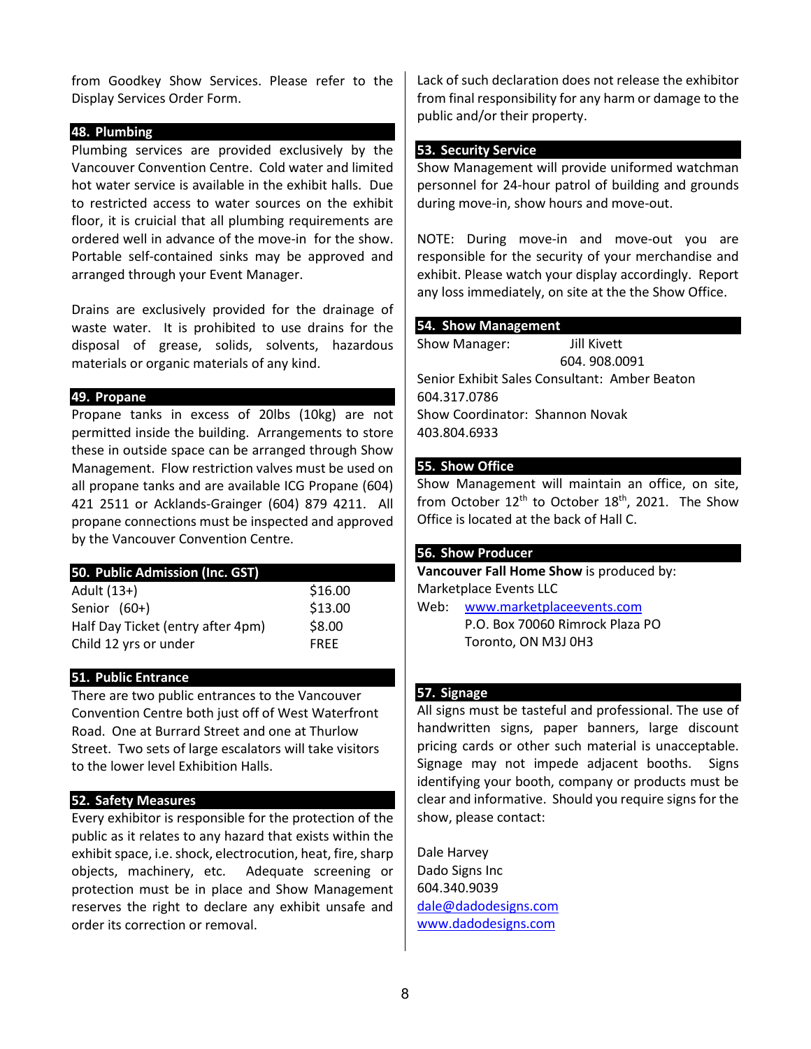from Goodkey Show Services. Please refer to the Display Services Order Form.

## 48. Plumbing

Plumbing services are provided exclusively by the Vancouver Convention Centre. Cold water and limited hot water service is available in the exhibit halls. Due to restricted access to water sources on the exhibit floor, it is cruicial that all plumbing requirements are ordered well in advance of the move-in for the show. Portable self-contained sinks may be approved and arranged through your Event Manager.

Drains are exclusively provided for the drainage of waste water. It is prohibited to use drains for the disposal of grease, solids, solvents, hazardous materials or organic materials of any kind.

## 49. Propane

Propane tanks in excess of 20lbs (10kg) are not permitted inside the building. Arrangements to store these in outside space can be arranged through Show Management. Flow restriction valves must be used on all propane tanks and are available ICG Propane (604) 421 2511 or Acklands-Grainger (604) 879 4211. All propane connections must be inspected and approved by the Vancouver Convention Centre.

## 50. Public Admission (Inc. GST)

| | |
|---|---|
| Adult (13+) | $16.00 |
| Senior (60+) | $13.00 |
| Half Day Ticket (entry after 4pm) | $8.00 |
| Child 12 yrs or under | FREE |

## 51. Public Entrance

There are two public entrances to the Vancouver Convention Centre both just off of West Waterfront Road. One at Burrard Street and one at Thurlow Street. Two sets of large escalators will take visitors to the lower level Exhibition Halls.

## 52. Safety Measures

Every exhibitor is responsible for the protection of the public as it relates to any hazard that exists within the exhibit space, i.e. shock, electrocution, heat, fire, sharp objects, machinery, etc. Adequate screening or protection must be in place and Show Management reserves the right to declare any exhibit unsafe and order its correction or removal.

Lack of such declaration does not release the exhibitor from final responsibility for any harm or damage to the public and/or their property.

## 53. Security Service

Show Management will provide uniformed watchman personnel for 24-hour patrol of building and grounds during move-in, show hours and move-out.

NOTE: During move-in and move-out you are responsible for the security of your merchandise and exhibit. Please watch your display accordingly. Report any loss immediately, on site at the the Show Office.

## 54. Show Management

Show Manager: Jill Kivett
604. 908.0091

Senior Exhibit Sales Consultant: Amber Beaton
604.317.0786

Show Coordinator: Shannon Novak
403.804.6933

## 55. Show Office

Show Management will maintain an office, on site, from October 12th to October 18th, 2021. The Show Office is located at the back of Hall C.

## 56. Show Producer

**Vancouver Fall Home Show** is produced by:
Marketplace Events LLC
Web: www.marketplaceevents.com
P.O. Box 70060 Rimrock Plaza PO
Toronto, ON M3J 0H3

## 57. Signage

All signs must be tasteful and professional. The use of handwritten signs, paper banners, large discount pricing cards or other such material is unacceptable. Signage may not impede adjacent booths. Signs identifying your booth, company or products must be clear and informative. Should you require signs for the show, please contact:

Dale Harvey
Dado Signs Inc
604.340.9039
dale@dadodesigns.com
www.dadodesigns.com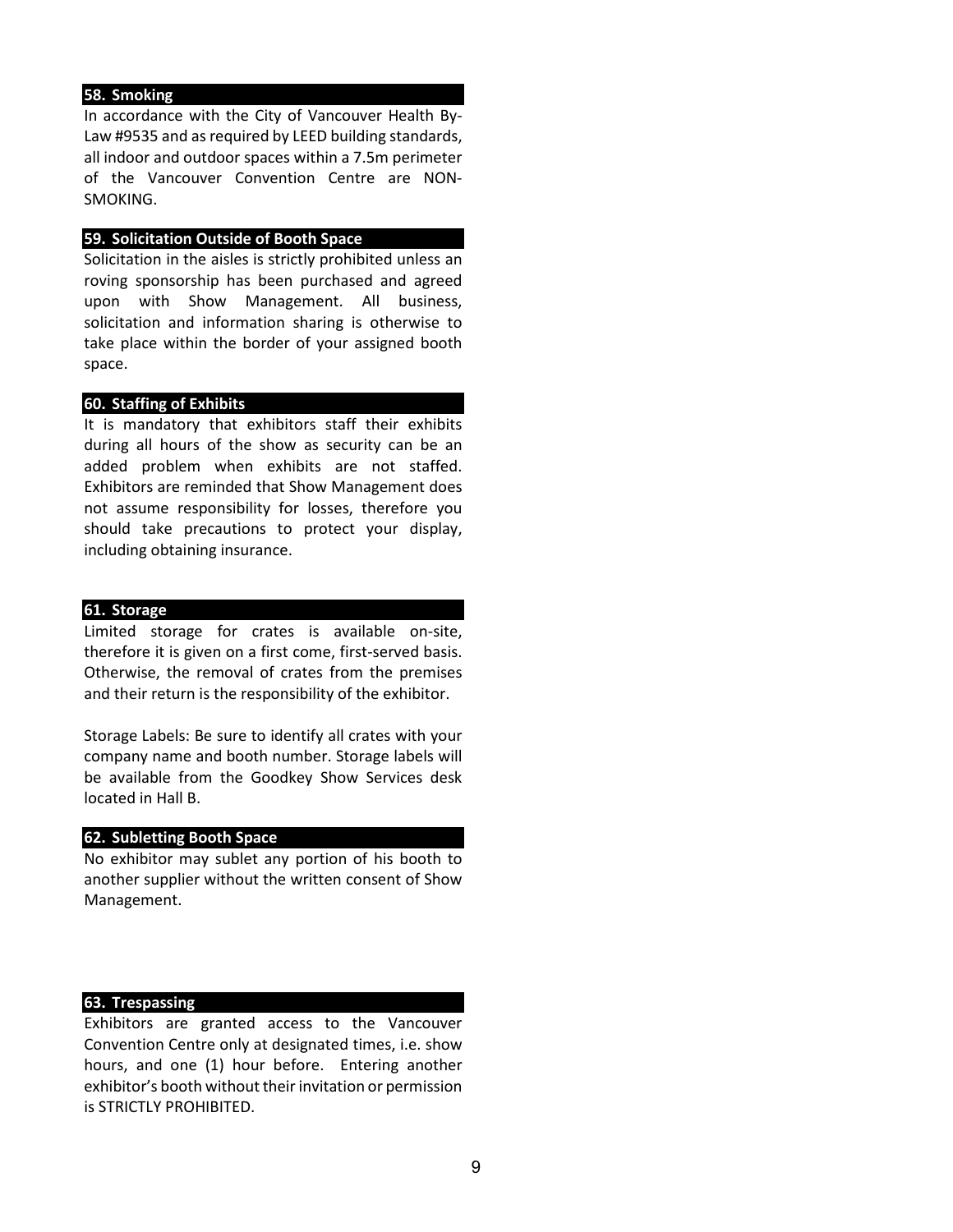### 58. Smoking

In accordance with the City of Vancouver Health By-Law #9535 and as required by LEED building standards, all indoor and outdoor spaces within a 7.5m perimeter of the Vancouver Convention Centre are NON-SMOKING.

### 59. Solicitation Outside of Booth Space

Solicitation in the aisles is strictly prohibited unless an roving sponsorship has been purchased and agreed upon with Show Management. All business, solicitation and information sharing is otherwise to take place within the border of your assigned booth space.

### 60. Staffing of Exhibits

It is mandatory that exhibitors staff their exhibits during all hours of the show as security can be an added problem when exhibits are not staffed. Exhibitors are reminded that Show Management does not assume responsibility for losses, therefore you should take precautions to protect your display, including obtaining insurance.

### 61. Storage

Limited storage for crates is available on-site, therefore it is given on a first come, first-served basis. Otherwise, the removal of crates from the premises and their return is the responsibility of the exhibitor.

Storage Labels: Be sure to identify all crates with your company name and booth number. Storage labels will be available from the Goodkey Show Services desk located in Hall B.

### 62. Subletting Booth Space

No exhibitor may sublet any portion of his booth to another supplier without the written consent of Show Management.

### 63. Trespassing

Exhibitors are granted access to the Vancouver Convention Centre only at designated times, i.e. show hours, and one (1) hour before. Entering another exhibitor's booth without their invitation or permission is STRICTLY PROHIBITED.